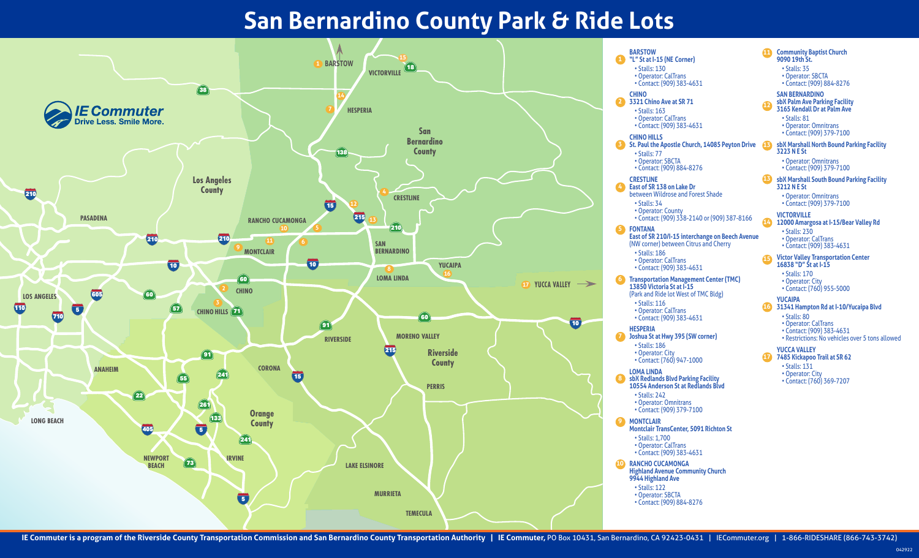# San Bernardino County Park & Ride Lots

**IE Commuter**
Drive Less. Smile More.

**1 BARSTOW**
**"L" St at I-15 (NE Corner)**
- Stalls: 130
- Operator: CalTrans
- Contact: (909) 383-4631

**2 CHINO**
**3321 Chino Ave at SR 71**
- Stalls: 163
- Operator: CalTrans
- Contact: (909) 383-4631

**3 CHINO HILLS**
**St. Paul the Apostle Church, 14085 Peyton Drive**
- Stalls: 77
- Operator: SBCTA
- Contact: (909) 884-8276

**4 CRESTLINE**
**East of SR 138 on Lake Dr**
between Wildrose and Forest Shade
- Stalls: 34
- Operator: County
- Contact: (909) 338-2140 or (909) 387-8166

**5 FONTANA**
**East of SR 210/I-15 interchange on Beech Avenue**
(NW corner) between Citrus and Cherry
- Stalls: 186
- Operator: CalTrans
- Contact: (909) 383-4631

**6 Transportation Management Center (TMC)**
**13850 Victoria St at I-15**
(Park and Ride lot West of TMC Bldg)
- Stalls: 116
- Operator: CalTrans
- Contact: (909) 383-4631

**7 HESPERIA**
**Joshua St at Hwy 395 (SW corner)**
- Stalls: 186
- Operator: City
- Contact: (760) 947-1000

**8 LOMA LINDA**
**sbX Redlands Blvd Parking Facility**
**10554 Anderson St at Redlands Blvd**
- Stalls: 242
- Operator: Omnitrans
- Contact: (909) 379-7100

**9 MONTCLAIR**
**Montclair TransCenter, 5091 Richton St**
- Stalls: 1,700
- Operator: CalTrans
- Contact: (909) 383-4631

**10 RANCHO CUCAMONGA**
**Highland Avenue Community Church**
**9944 Highland Ave**
- Stalls: 122
- Operator: SBCTA
- Contact: (909) 884-8276

**11 Community Baptist Church**
**9090 19th St.**
- Stalls: 35
- Operator: SBCTA
- Contact: (909) 884-8276

**12 SAN BERNARDINO**
**sbX Palm Ave Parking Facility**
**3165 Kendall Dr at Palm Ave**
- Stalls: 81
- Operator: Omnitrans
- Contact: (909) 379-7100

**13 sbX Marshall North Bound Parking Facility**
**3223 N E St**
- Operator: Omnitrans
- Contact: (909) 379-7100

**13 sbX Marshall South Bound Parking Facility**
**3212 N E St**
- Operator: Omnitrans
- Contact: (909) 379-7100

**14 VICTORVILLE**
**12000 Amargosa at I-15/Bear Valley Rd**
- Stalls: 230
- Operator: CalTrans
- Contact: (909) 383-4631

**15 Victor Valley Transportation Center**
**16838 "D" St at I-15**
- Stalls: 170
- Operator: City
- Contact: (760) 955-5000

**16 YUCAIPA**
**31341 Hampton Rd at I-10/Yucaipa Blvd**
- Stalls: 80
- Operator: CalTrans
- Contact: (909) 383-4631
- Restrictions: No vehicles over 5 tons allowed

**17 YUCCA VALLEY**
**7485 Kickapoo Trail at SR 62**
- Stalls: 131
- Operator: City
- Contact: (760) 369-7207

IE Commuter is a program of the Riverside County Transportation Commission and San Bernardino County Transportation Authority | IE Commuter, PO Box 10431, San Bernardino, CA 92423-0431 | IECommuter.org | 1-866-RIDESHARE (866-743-3742)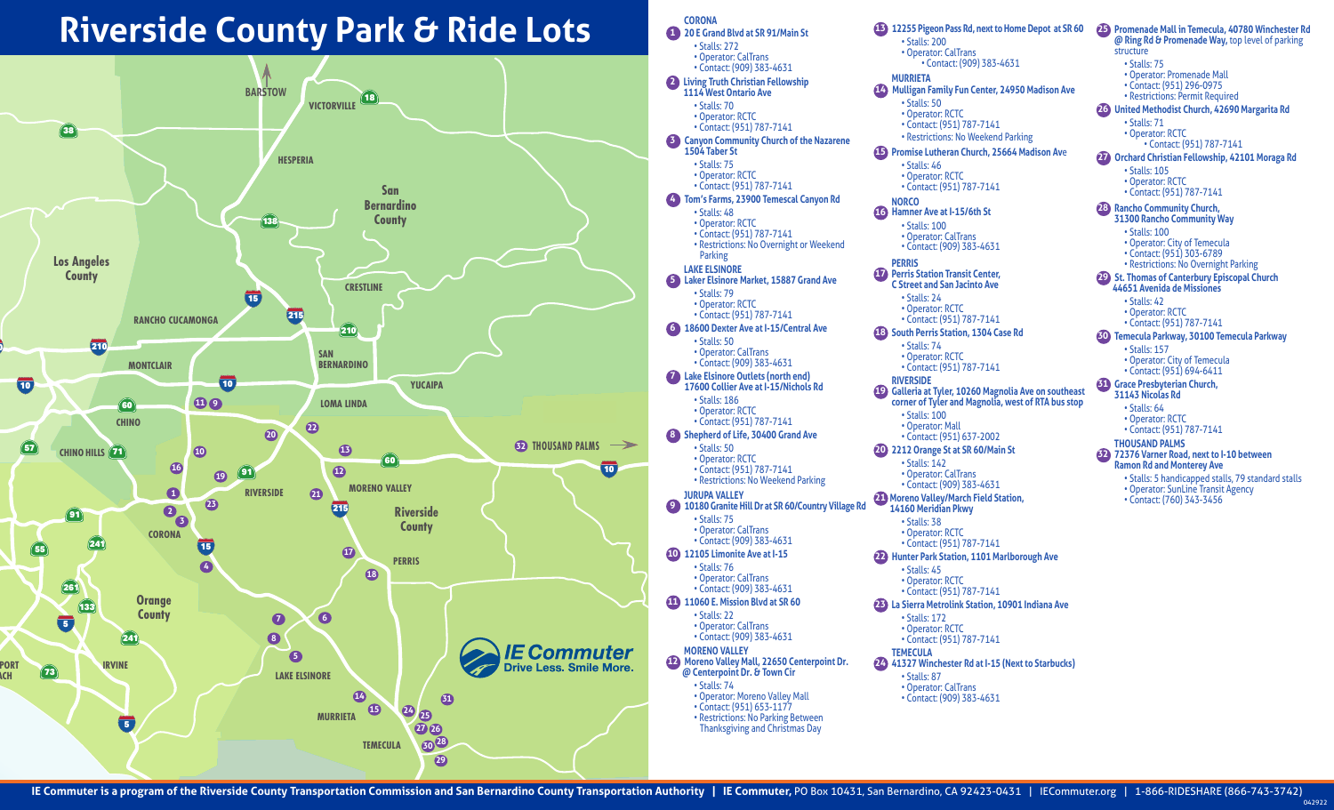# Riverside County Park & Ride Lots

BARSTOW
VICTORVILLE
HESPERIA
San Bernardino County
Los Angeles County
CRESTLINE
RANCHO CUCAMONGA
MONTCLAIR
SAN BERNARDINO
YUCAIPA
LOMA LINDA
CHINO
CHINO HILLS
RIVERSIDE
MORENO VALLEY
CORONA
Riverside County
PERRIS
Orange County
IRVINE
LAKE ELSINORE
MURRIETA
TEMECULA
32 THOUSAND PALMS

**IE Commuter**
Drive Less. Smile More.

### CORONA

**1** **20 E Grand Blvd at SR 91/Main St**
- Stalls: 272
- Operator: CalTrans
- Contact: (909) 383-4631

**2** **Living Truth Christian Fellowship 1114 West Ontario Ave**
- Stalls: 70
- Operator: RCTC
- Contact: (951) 787-7141

**3** **Canyon Community Church of the Nazarene 1504 Taber St**
- Stalls: 75
- Operator: RCTC
- Contact: (951) 787-7141

**4** **Tom's Farms, 23900 Temescal Canyon Rd**
- Stalls: 48
- Operator: RCTC
- Contact: (951) 787-7141
- Restrictions: No Overnight or Weekend Parking

### LAKE ELSINORE

**5** **Laker Elsinore Market, 15887 Grand Ave**
- Stalls: 79
- Operator: RCTC
- Contact: (951) 787-7141

**6** **18600 Dexter Ave at I-15/Central Ave**
- Stalls: 50
- Operator: CalTrans
- Contact: (909) 383-4631

**7** **Lake Elsinore Outlets (north end) 17600 Collier Ave at I-15/Nichols Rd**
- Stalls: 186
- Operator: RCTC
- Contact: (951) 787-7141

**8** **Shepherd of Life, 30400 Grand Ave**
- Stalls: 50
- Operator: RCTC
- Contact: (951) 787-7141
- Restrictions: No Weekend Parking

### JURUPA VALLEY

**9** **10180 Granite Hill Dr at SR 60/Country Village Rd**
- Stalls: 75
- Operator: CalTrans
- Contact: (909) 383-4631

**10** **12105 Limonite Ave at I-15**
- Stalls: 76
- Operator: CalTrans
- Contact: (909) 383-4631

**11** **11060 E. Mission Blvd at SR 60**
- Stalls: 22
- Operator: CalTrans
- Contact: (909) 383-4631

### MORENO VALLEY

**12** **Moreno Valley Mall, 22650 Centerpoint Dr. @ Centerpoint Dr. & Town Cir**
- Stalls: 74
- Operator: Moreno Valley Mall
- Contact: (951) 653-1177
- Restrictions: No Parking Between Thanksgiving and Christmas Day

**13** **12255 Pigeon Pass Rd, next to Home Depot at SR 60**
- Stalls: 200
- Operator: CalTrans
- Contact: (909) 383-4631

### MURRIETA

**14** **Mulligan Family Fun Center, 24950 Madison Ave**
- Stalls: 50
- Operator: RCTC
- Contact: (951) 787-7141
- Restrictions: No Weekend Parking

**15** **Promise Lutheran Church, 25664 Madison Ave**
- Stalls: 46
- Operator: RCTC
- Contact: (951) 787-7141

### NORCO

**16** **Hamner Ave at I-15/6th St**
- Stalls: 100
- Operator: CalTrans
- Contact: (909) 383-4631

### PERRIS

**17** **Perris Station Transit Center, C Street and San Jacinto Ave**
- Stalls: 24
- Operator: RCTC
- Contact: (951) 787-7141

**18** **South Perris Station, 1304 Case Rd**
- Stalls: 74
- Operator: RCTC
- Contact: (951) 787-7141

### RIVERSIDE

**19** **Galleria at Tyler, 10260 Magnolia Ave on southeast corner of Tyler and Magnolia, west of RTA bus stop**
- Stalls: 100
- Operator: Mall
- Contact: (951) 637-2002

**20** **2212 Orange St at SR 60/Main St**
- Stalls: 142
- Operator: CalTrans
- Contact: (909) 383-4631

**21** **Moreno Valley/March Field Station, 14160 Meridian Pkwy**
- Stalls: 38
- Operator: RCTC
- Contact: (951) 787-7141

**22** **Hunter Park Station, 1101 Marlborough Ave**
- Stalls: 45
- Operator: RCTC
- Contact: (951) 787-7141

**23** **La Sierra Metrolink Station, 10901 Indiana Ave**
- Stalls: 172
- Operator: RCTC
- Contact: (951) 787-7141

### TEMECULA

**24** **41327 Winchester Rd at I-15 (Next to Starbucks)**
- Stalls: 87
- Operator: CalTrans
- Contact: (909) 383-4631

**25** **Promenade Mall in Temecula, 40780 Winchester Rd @ Ring Rd & Promenade Way,** top level of parking structure
- Stalls: 75
- Operator: Promenade Mall
- Contact: (951) 296-0975
- Restrictions: Permit Required

**26** **United Methodist Church, 42690 Margarita Rd**
- Stalls: 71
- Operator: RCTC
- Contact: (951) 787-7141

**27** **Orchard Christian Fellowship, 42101 Moraga Rd**
- Stalls: 105
- Operator: RCTC
- Contact: (951) 787-7141

**28** **Rancho Community Church, 31300 Rancho Community Way**
- Stalls: 100
- Operator: City of Temecula
- Contact: (951) 303-6789
- Restrictions: No Overnight Parking

**29** **St. Thomas of Canterbury Episcopal Church 44651 Avenida de Missiones**
- Stalls: 42
- Operator: RCTC
- Contact: (951) 787-7141

**30** **Temecula Parkway, 30100 Temecula Parkway**
- Stalls: 157
- Operator: City of Temecula
- Contact: (951) 694-6411

**31** **Grace Presbyterian Church, 31143 Nicolas Rd**
- Stalls: 64
- Operator: RCTC
- Contact: (951) 787-7141

### THOUSAND PALMS

**32** **72376 Varner Road, next to I-10 between Ramon Rd and Monterey Ave**
- Stalls: 5 handicapped stalls, 79 standard stalls
- Operator: SunLine Transit Agency
- Contact: (760) 343-3456

**IE Commuter is a program of the Riverside County Transportation Commission and San Bernardino County Transportation Authority** | **IE Commuter,** PO Box 10431, San Bernardino, CA 92423-0431 | IECommuter.org | 1-866-RIDESHARE (866-743-3742)

042922